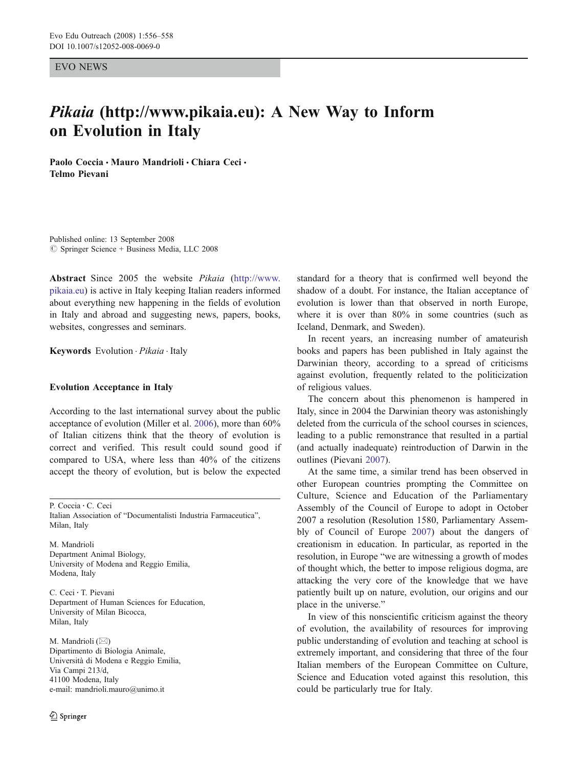EVO NEWS

# *Pikaia* (http://www.pikaia.eu): A New Way to Inform on Evolution in Italy

**Paolo Coccia · Mauro Mandrioli · Chiara Ceci · Telmo Pievani**

Published online: 13 September 2008
© Springer Science + Business Media, LLC 2008

**Abstract** Since 2005 the website *Pikaia* (http://www.pikaia.eu) is active in Italy keeping Italian readers informed about everything new happening in the fields of evolution in Italy and abroad and suggesting news, papers, books, websites, congresses and seminars.

**Keywords** Evolution · *Pikaia* · Italy

## Evolution Acceptance in Italy

According to the last international survey about the public acceptance of evolution (Miller et al. 2006), more than 60% of Italian citizens think that the theory of evolution is correct and verified. This result could sound good if compared to USA, where less than 40% of the citizens accept the theory of evolution, but is below the expected standard for a theory that is confirmed well beyond the shadow of a doubt. For instance, the Italian acceptance of evolution is lower than that observed in north Europe, where it is over than 80% in some countries (such as Iceland, Denmark, and Sweden).

In recent years, an increasing number of amateurish books and papers has been published in Italy against the Darwinian theory, according to a spread of criticisms against evolution, frequently related to the politicization of religious values.

The concern about this phenomenon is hampered in Italy, since in 2004 the Darwinian theory was astonishingly deleted from the curricula of the school courses in sciences, leading to a public remonstrance that resulted in a partial (and actually inadequate) reintroduction of Darwin in the outlines (Pievani 2007).

At the same time, a similar trend has been observed in other European countries prompting the Committee on Culture, Science and Education of the Parliamentary Assembly of the Council of Europe to adopt in October 2007 a resolution (Resolution 1580, Parliamentary Assembly of Council of Europe 2007) about the dangers of creationism in education. In particular, as reported in the resolution, in Europe "we are witnessing a growth of modes of thought which, the better to impose religious dogma, are attacking the very core of the knowledge that we have patiently built up on nature, evolution, our origins and our place in the universe."

In view of this nonscientific criticism against the theory of evolution, the availability of resources for improving public understanding of evolution and teaching at school is extremely important, and considering that three of the four Italian members of the European Committee on Culture, Science and Education voted against this resolution, this could be particularly true for Italy.

---

P. Coccia · C. Ceci
Italian Association of "Documentalisti Industria Farmaceutica", Milan, Italy

M. Mandrioli
Department Animal Biology, University of Modena and Reggio Emilia, Modena, Italy

C. Ceci · T. Pievani
Department of Human Sciences for Education, University of Milan Bicocca, Milan, Italy

M. Mandrioli (✉)
Dipartimento di Biologia Animale, Università di Modena e Reggio Emilia, Via Campi 213/d, 41100 Modena, Italy
e-mail: mandrioli.mauro@unimo.it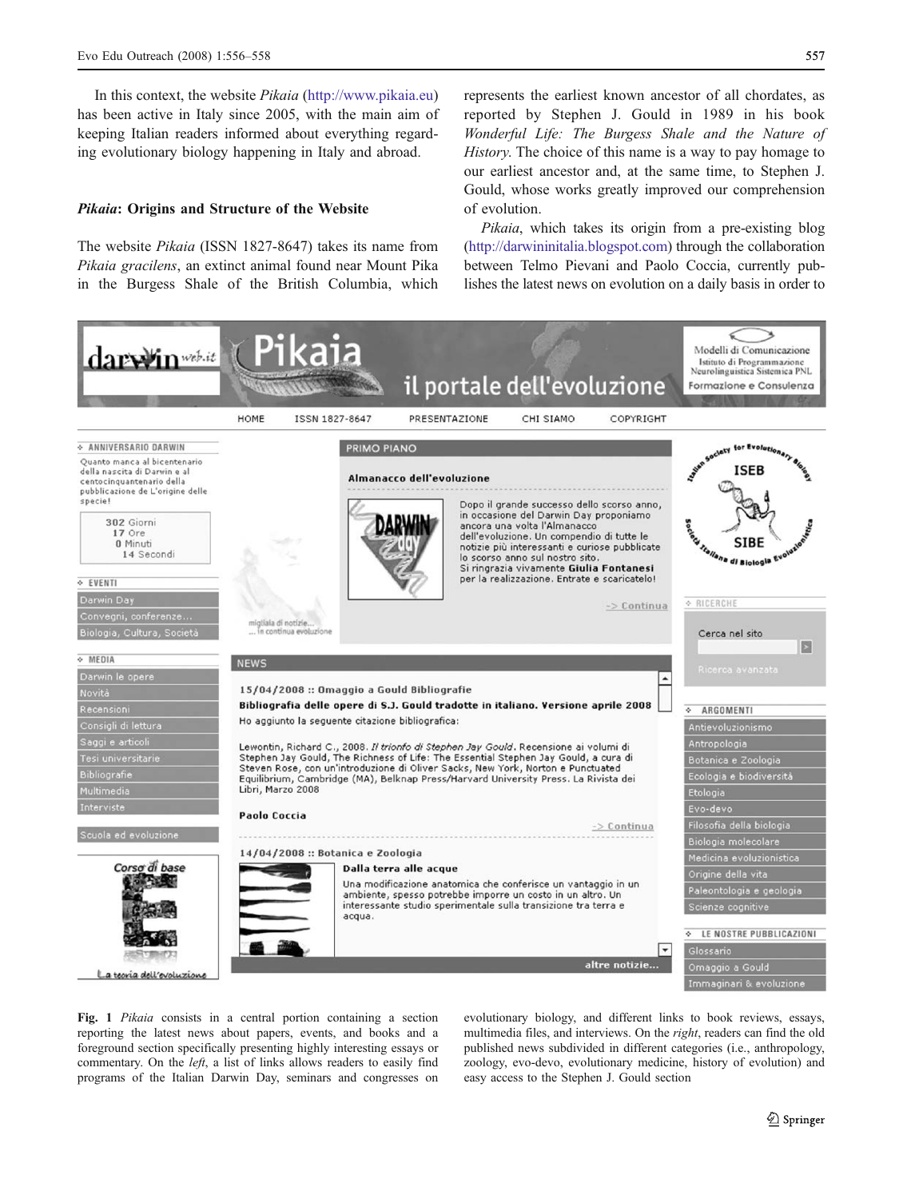In this context, the website *Pikaia* (http://www.pikaia.eu) has been active in Italy since 2005, with the main aim of keeping Italian readers informed about everything regarding evolutionary biology happening in Italy and abroad.

### *Pikaia*: Origins and Structure of the Website

The website *Pikaia* (ISSN 1827-8647) takes its name from *Pikaia gracilens*, an extinct animal found near Mount Pika in the Burgess Shale of the British Columbia, which represents the earliest known ancestor of all chordates, as reported by Stephen J. Gould in 1989 in his book *Wonderful Life: The Burgess Shale and the Nature of History*. The choice of this name is a way to pay homage to our earliest ancestor and, at the same time, to Stephen J. Gould, whose works greatly improved our comprehension of evolution.

*Pikaia*, which takes its origin from a pre-existing blog (http://darwininitalia.blogspot.com) through the collaboration between Telmo Pievani and Paolo Coccia, currently publishes the latest news on evolution on a daily basis in order to

**Fig. 1** *Pikaia* consists in a central portion containing a section reporting the latest news about papers, events, and books and a foreground section specifically presenting highly interesting essays or commentary. On the *left*, a list of links allows readers to easily find programs of the Italian Darwin Day, seminars and congresses on evolutionary biology, and different links to book reviews, essays, multimedia files, and interviews. On the *right*, readers can find the old published news subdivided in different categories (i.e., anthropology, zoology, evo-devo, evolutionary medicine, history of evolution) and easy access to the Stephen J. Gould section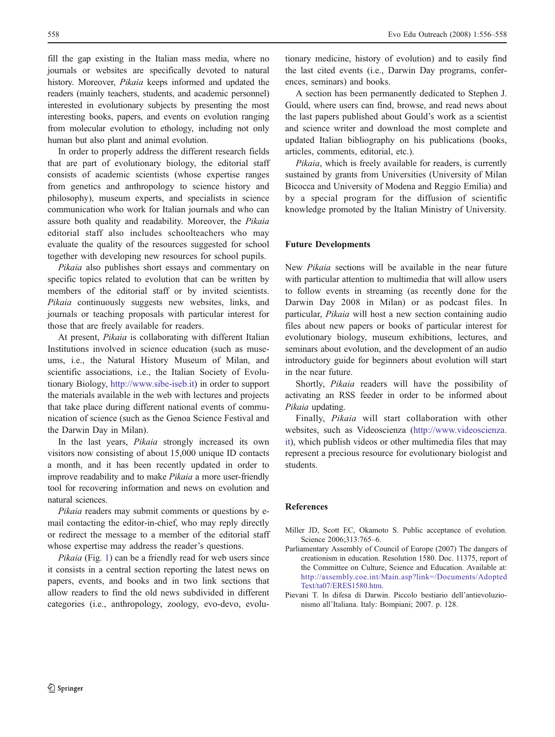fill the gap existing in the Italian mass media, where no journals or websites are specifically devoted to natural history. Moreover, *Pikaia* keeps informed and updated the readers (mainly teachers, students, and academic personnel) interested in evolutionary subjects by presenting the most interesting books, papers, and events on evolution ranging from molecular evolution to ethology, including not only human but also plant and animal evolution.

In order to properly address the different research fields that are part of evolutionary biology, the editorial staff consists of academic scientists (whose expertise ranges from genetics and anthropology to science history and philosophy), museum experts, and specialists in science communication who work for Italian journals and who can assure both quality and readability. Moreover, the *Pikaia* editorial staff also includes schoolteachers who may evaluate the quality of the resources suggested for school together with developing new resources for school pupils.

*Pikaia* also publishes short essays and commentary on specific topics related to evolution that can be written by members of the editorial staff or by invited scientists. *Pikaia* continuously suggests new websites, links, and journals or teaching proposals with particular interest for those that are freely available for readers.

At present, *Pikaia* is collaborating with different Italian Institutions involved in science education (such as museums, i.e., the Natural History Museum of Milan, and scientific associations, i.e., the Italian Society of Evolutionary Biology, http://www.sibe-iseb.it) in order to support the materials available in the web with lectures and projects that take place during different national events of communication of science (such as the Genoa Science Festival and the Darwin Day in Milan).

In the last years, *Pikaia* strongly increased its own visitors now consisting of about 15,000 unique ID contacts a month, and it has been recently updated in order to improve readability and to make *Pikaia* a more user-friendly tool for recovering information and news on evolution and natural sciences.

*Pikaia* readers may submit comments or questions by e-mail contacting the editor-in-chief, who may reply directly or redirect the message to a member of the editorial staff whose expertise may address the reader's questions.

*Pikaia* (Fig. 1) can be a friendly read for web users since it consists in a central section reporting the latest news on papers, events, and books and in two link sections that allow readers to find the old news subdivided in different categories (i.e., anthropology, zoology, evo-devo, evolutionary medicine, history of evolution) and to easily find the last cited events (i.e., Darwin Day programs, conferences, seminars) and books.

A section has been permanently dedicated to Stephen J. Gould, where users can find, browse, and read news about the last papers published about Gould's work as a scientist and science writer and download the most complete and updated Italian bibliography on his publications (books, articles, comments, editorial, etc.).

*Pikaia*, which is freely available for readers, is currently sustained by grants from Universities (University of Milan Bicocca and University of Modena and Reggio Emilia) and by a special program for the diffusion of scientific knowledge promoted by the Italian Ministry of University.

## Future Developments

New *Pikaia* sections will be available in the near future with particular attention to multimedia that will allow users to follow events in streaming (as recently done for the Darwin Day 2008 in Milan) or as podcast files. In particular, *Pikaia* will host a new section containing audio files about new papers or books of particular interest for evolutionary biology, museum exhibitions, lectures, and seminars about evolution, and the development of an audio introductory guide for beginners about evolution will start in the near future.

Shortly, *Pikaia* readers will have the possibility of activating an RSS feeder in order to be informed about *Pikaia* updating.

Finally, *Pikaia* will start collaboration with other websites, such as Videoscienza (http://www.videoscienza.it), which publish videos or other multimedia files that may represent a precious resource for evolutionary biologist and students.

## References

Miller JD, Scott EC, Okamoto S. Public acceptance of evolution. Science 2006;313:765–6.

Parliamentary Assembly of Council of Europe (2007) The dangers of creationism in education. Resolution 1580. Doc. 11375, report of the Committee on Culture, Science and Education. Available at: http://assembly.coe.int/Main.asp?link=/Documents/AdoptedText/ta07/ERES1580.htm.

Pievani T. In difesa di Darwin. Piccolo bestiario dell'antievoluzionismo all'Italiana. Italy: Bompiani; 2007. p. 128.